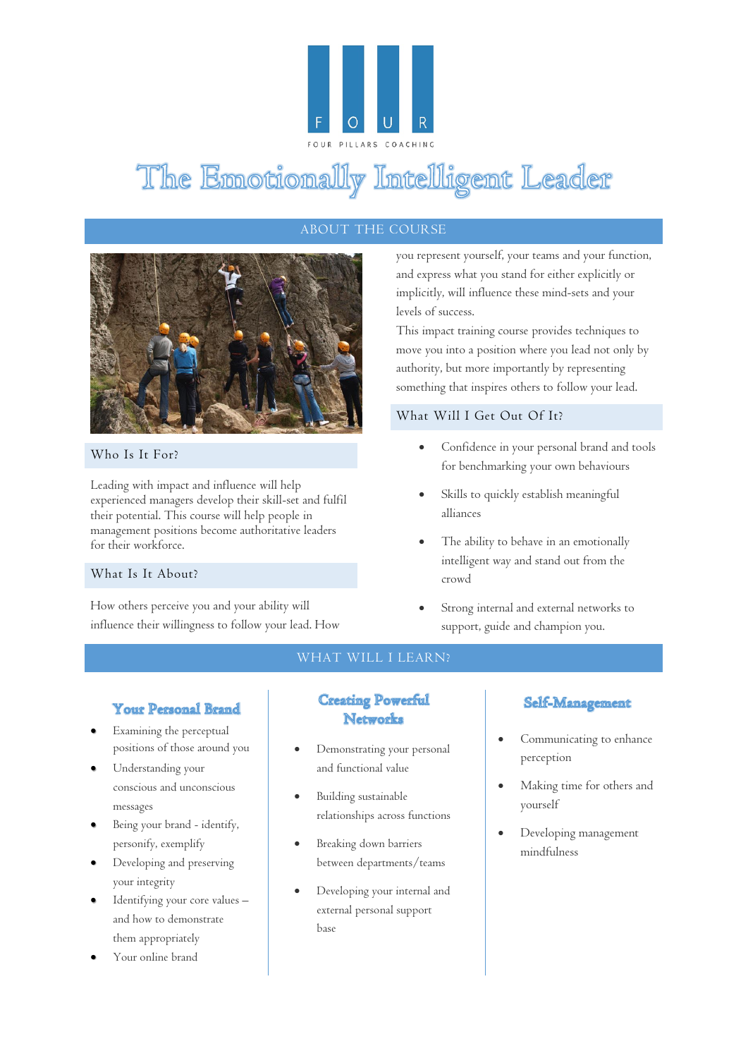FOUR PILLARS COACHING

# The Emotionally Intelligent Leader

## ABOUT THE COURSE

### Who Is It For?

Leading with impact and influence will help experienced managers develop their skill-set and fulfil their potential. This course will help people in management positions become authoritative leaders for their workforce.

### What Is It About?

How others perceive you and your ability will influence their willingness to follow your lead. How you represent yourself, your teams and your function, and express what you stand for either explicitly or implicitly, will influence these mind-sets and your levels of success.

This impact training course provides techniques to move you into a position where you lead not only by authority, but more importantly by representing something that inspires others to follow your lead.

### What Will I Get Out Of It?

- Confidence in your personal brand and tools for benchmarking your own behaviours
- Skills to quickly establish meaningful alliances
- The ability to behave in an emotionally intelligent way and stand out from the crowd
- Strong internal and external networks to support, guide and champion you.

## WHAT WILL I LEARN?

### Your Personal Brand

- Examining the perceptual positions of those around you
- Understanding your conscious and unconscious messages
- Being your brand - identify, personify, exemplify
- Developing and preserving your integrity
- Identifying your core values – and how to demonstrate them appropriately
- Your online brand

### Creating Powerful Networks

- Demonstrating your personal and functional value
- Building sustainable relationships across functions
- Breaking down barriers between departments/teams
- Developing your internal and external personal support base

### Self-Management

- Communicating to enhance perception
- Making time for others and yourself
- Developing management mindfulness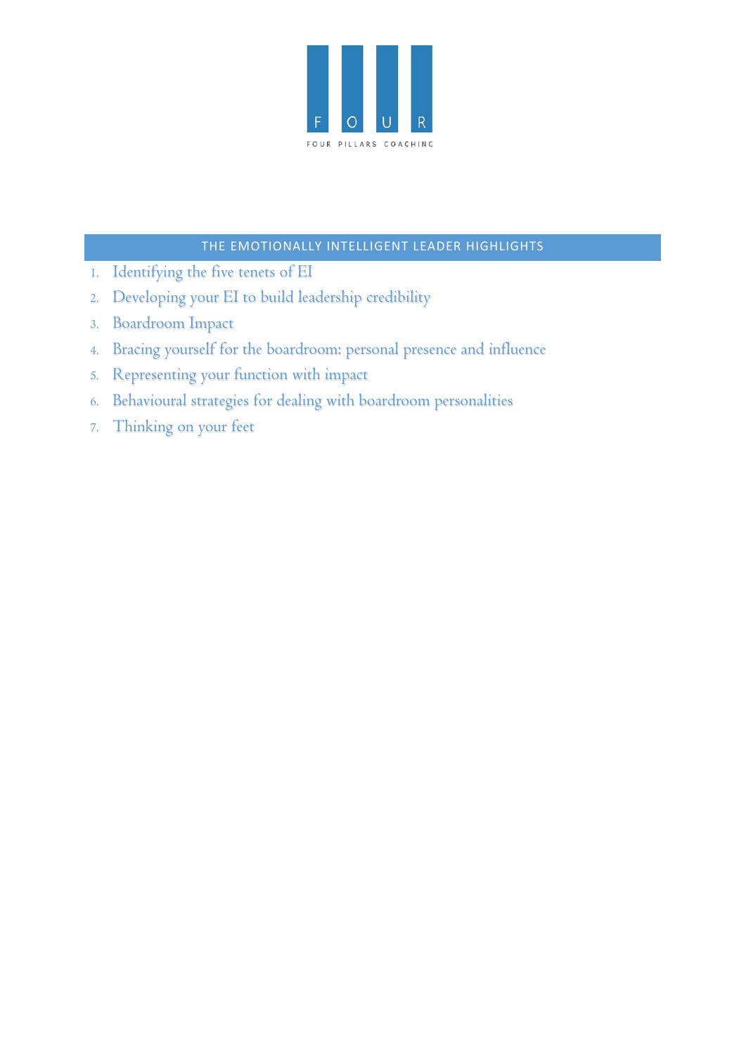F O U R

FOUR PILLARS COACHING

## THE EMOTIONALLY INTELLIGENT LEADER HIGHLIGHTS

1. Identifying the five tenets of EI
2. Developing your EI to build leadership credibility
3. Boardroom Impact
4. Bracing yourself for the boardroom: personal presence and influence
5. Representing your function with impact
6. Behavioural strategies for dealing with boardroom personalities
7. Thinking on your feet